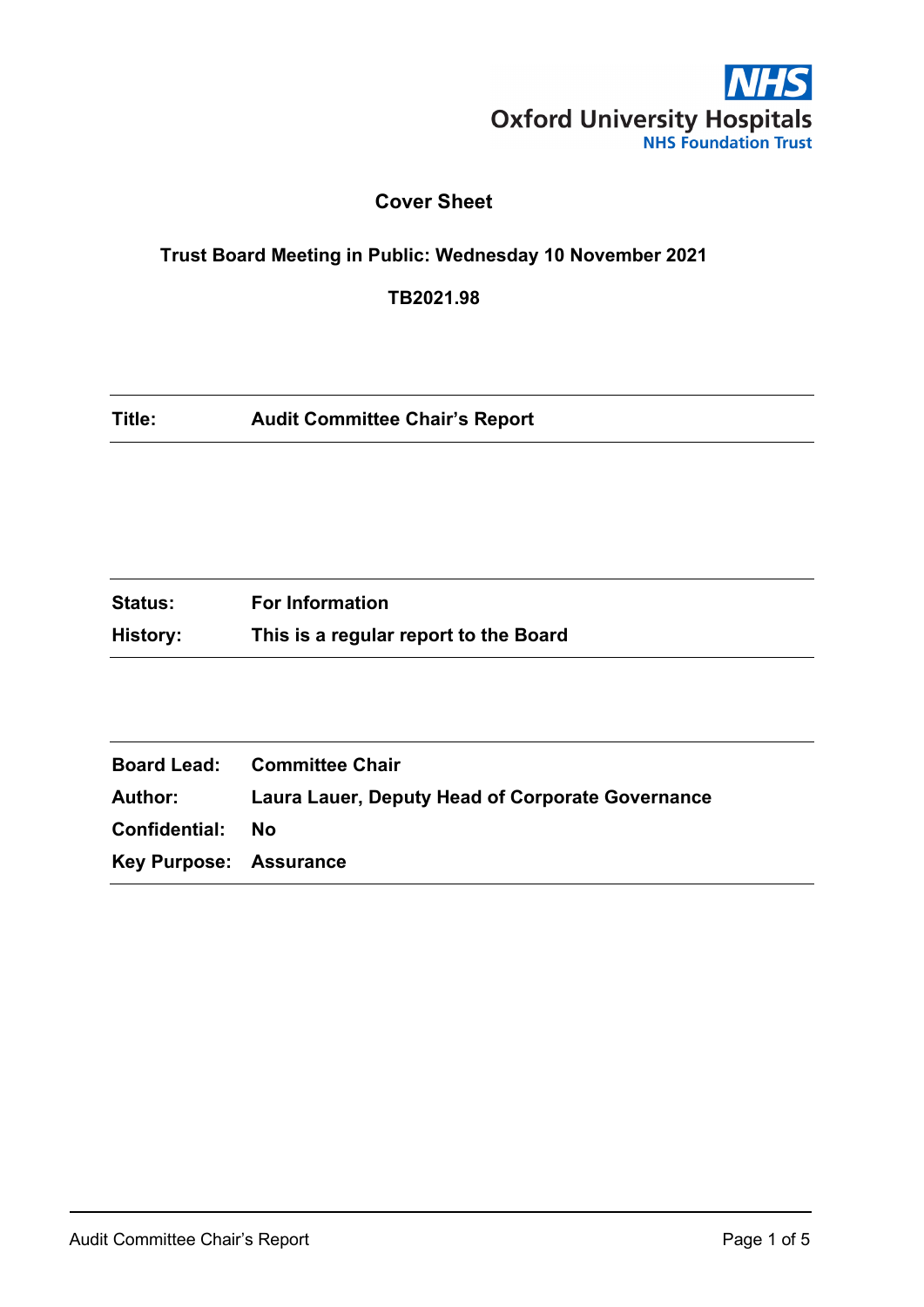NHS

Oxford University Hospitals
NHS Foundation Trust

# Cover Sheet

**Trust Board Meeting in Public: Wednesday 10 November 2021**

**TB2021.98**

| | |
|---|---|
| **Title:** | **Audit Committee Chair's Report** |

| | |
|---|---|
| **Status:** | **For Information** |
| **History:** | **This is a regular report to the Board** |

| | |
|---|---|
| **Board Lead:** | **Committee Chair** |
| **Author:** | **Laura Lauer, Deputy Head of Corporate Governance** |
| **Confidential:** | **No** |
| **Key Purpose:** | **Assurance** |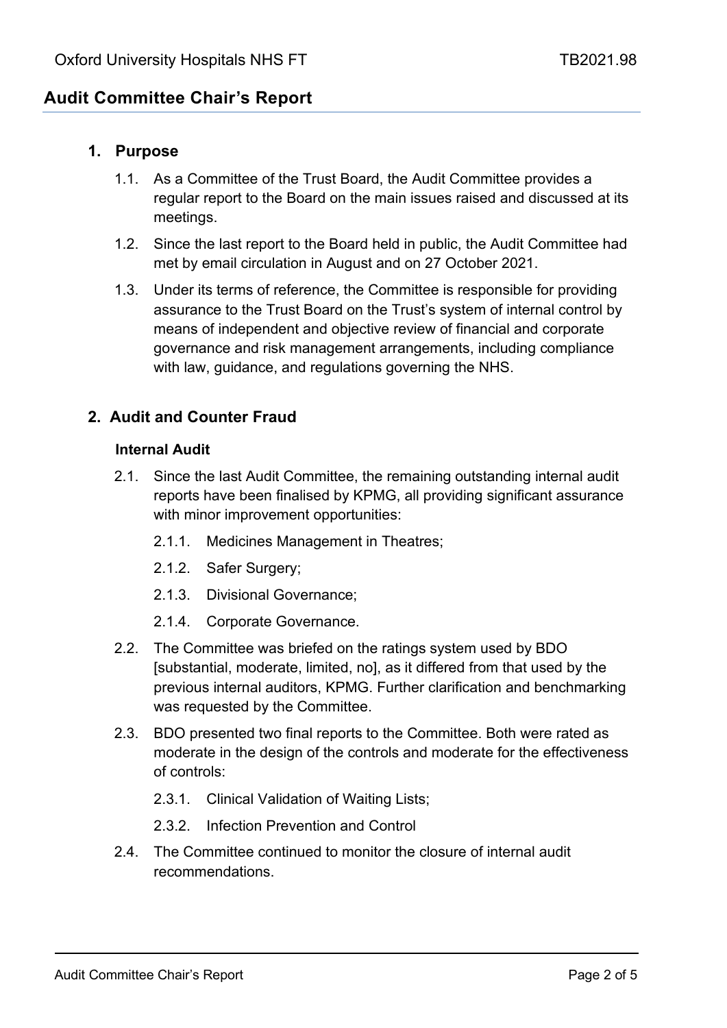## Audit Committee Chair's Report

### 1. Purpose

1.1. As a Committee of the Trust Board, the Audit Committee provides a regular report to the Board on the main issues raised and discussed at its meetings.

1.2. Since the last report to the Board held in public, the Audit Committee had met by email circulation in August and on 27 October 2021.

1.3. Under its terms of reference, the Committee is responsible for providing assurance to the Trust Board on the Trust's system of internal control by means of independent and objective review of financial and corporate governance and risk management arrangements, including compliance with law, guidance, and regulations governing the NHS.

### 2. Audit and Counter Fraud

**Internal Audit**

2.1. Since the last Audit Committee, the remaining outstanding internal audit reports have been finalised by KPMG, all providing significant assurance with minor improvement opportunities:

2.1.1. Medicines Management in Theatres;

2.1.2. Safer Surgery;

2.1.3. Divisional Governance;

2.1.4. Corporate Governance.

2.2. The Committee was briefed on the ratings system used by BDO [substantial, moderate, limited, no], as it differed from that used by the previous internal auditors, KPMG. Further clarification and benchmarking was requested by the Committee.

2.3. BDO presented two final reports to the Committee. Both were rated as moderate in the design of the controls and moderate for the effectiveness of controls:

2.3.1. Clinical Validation of Waiting Lists;

2.3.2. Infection Prevention and Control

2.4. The Committee continued to monitor the closure of internal audit recommendations.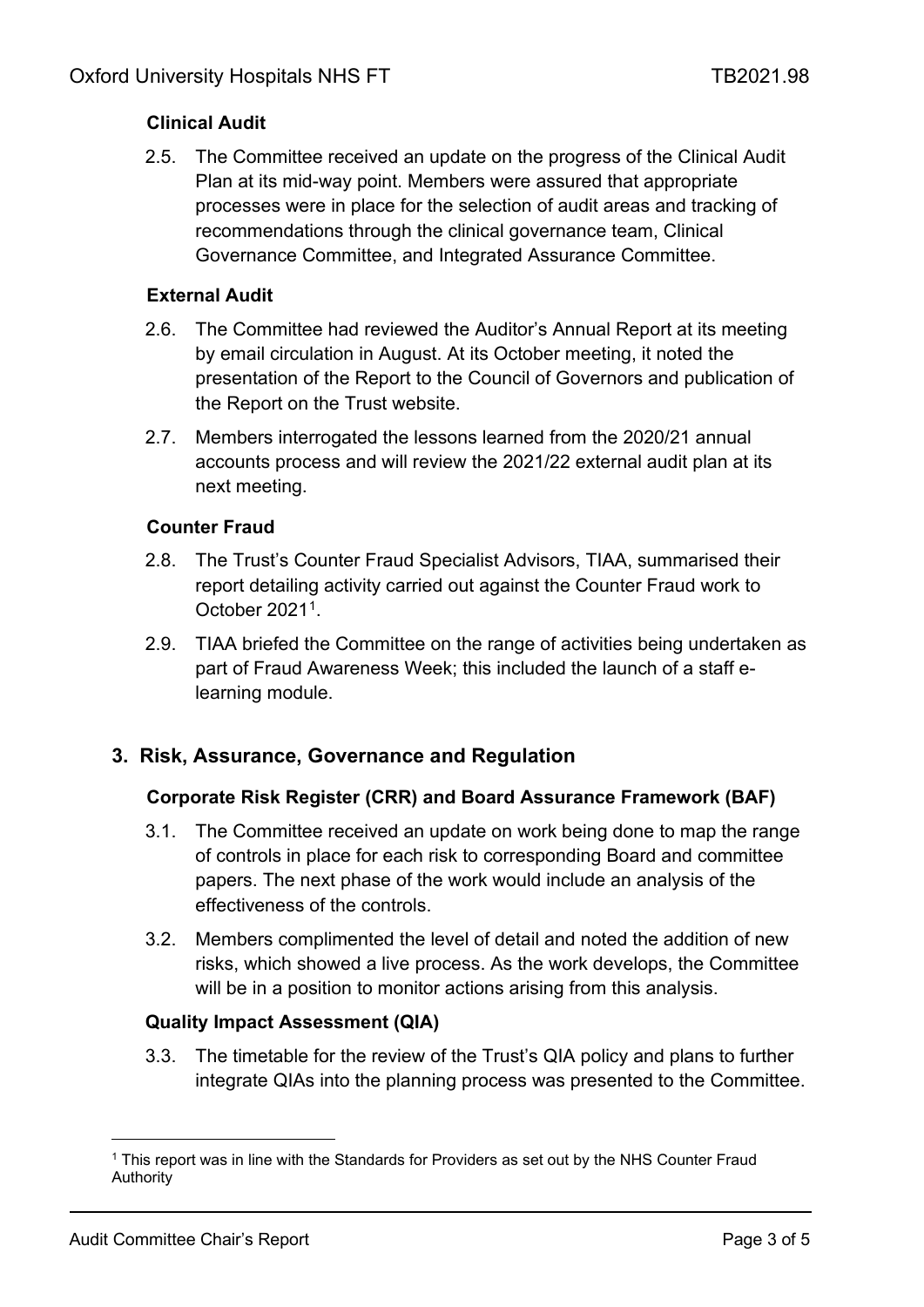### Clinical Audit

2.5. The Committee received an update on the progress of the Clinical Audit Plan at its mid-way point. Members were assured that appropriate processes were in place for the selection of audit areas and tracking of recommendations through the clinical governance team, Clinical Governance Committee, and Integrated Assurance Committee.

### External Audit

2.6. The Committee had reviewed the Auditor's Annual Report at its meeting by email circulation in August. At its October meeting, it noted the presentation of the Report to the Council of Governors and publication of the Report on the Trust website.

2.7. Members interrogated the lessons learned from the 2020/21 annual accounts process and will review the 2021/22 external audit plan at its next meeting.

### Counter Fraud

2.8. The Trust's Counter Fraud Specialist Advisors, TIAA, summarised their report detailing activity carried out against the Counter Fraud work to October 2021[1].

2.9. TIAA briefed the Committee on the range of activities being undertaken as part of Fraud Awareness Week; this included the launch of a staff e-learning module.

## 3. Risk, Assurance, Governance and Regulation

### Corporate Risk Register (CRR) and Board Assurance Framework (BAF)

3.1. The Committee received an update on work being done to map the range of controls in place for each risk to corresponding Board and committee papers. The next phase of the work would include an analysis of the effectiveness of the controls.

3.2. Members complimented the level of detail and noted the addition of new risks, which showed a live process. As the work develops, the Committee will be in a position to monitor actions arising from this analysis.

### Quality Impact Assessment (QIA)

3.3. The timetable for the review of the Trust's QIA policy and plans to further integrate QIAs into the planning process was presented to the Committee.

---

[1] This report was in line with the Standards for Providers as set out by the NHS Counter Fraud Authority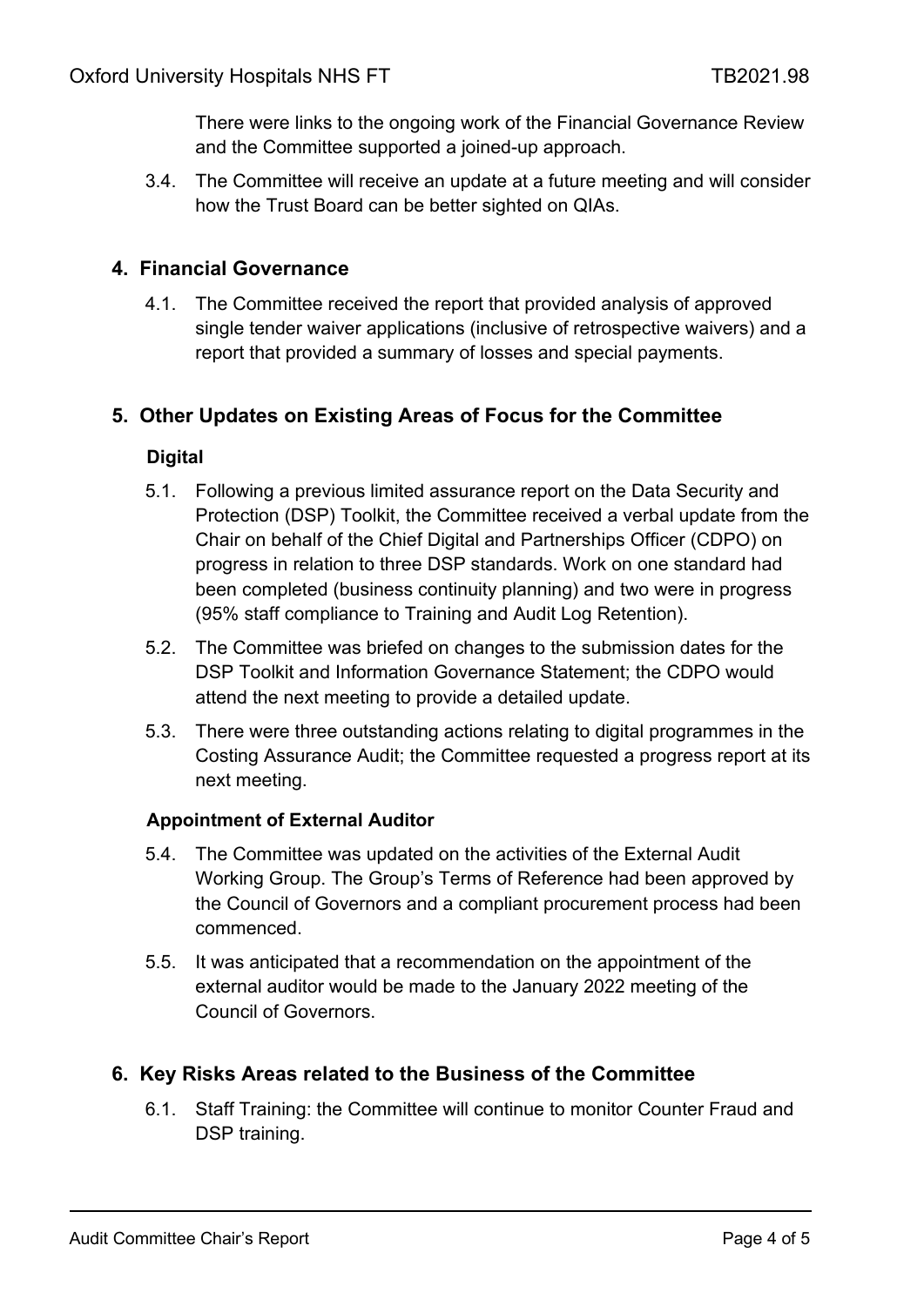There were links to the ongoing work of the Financial Governance Review and the Committee supported a joined-up approach.

3.4. The Committee will receive an update at a future meeting and will consider how the Trust Board can be better sighted on QIAs.

## 4. Financial Governance

4.1. The Committee received the report that provided analysis of approved single tender waiver applications (inclusive of retrospective waivers) and a report that provided a summary of losses and special payments.

## 5. Other Updates on Existing Areas of Focus for the Committee

### Digital

5.1. Following a previous limited assurance report on the Data Security and Protection (DSP) Toolkit, the Committee received a verbal update from the Chair on behalf of the Chief Digital and Partnerships Officer (CDPO) on progress in relation to three DSP standards. Work on one standard had been completed (business continuity planning) and two were in progress (95% staff compliance to Training and Audit Log Retention).

5.2. The Committee was briefed on changes to the submission dates for the DSP Toolkit and Information Governance Statement; the CDPO would attend the next meeting to provide a detailed update.

5.3. There were three outstanding actions relating to digital programmes in the Costing Assurance Audit; the Committee requested a progress report at its next meeting.

### Appointment of External Auditor

5.4. The Committee was updated on the activities of the External Audit Working Group. The Group's Terms of Reference had been approved by the Council of Governors and a compliant procurement process had been commenced.

5.5. It was anticipated that a recommendation on the appointment of the external auditor would be made to the January 2022 meeting of the Council of Governors.

## 6. Key Risks Areas related to the Business of the Committee

6.1. Staff Training: the Committee will continue to monitor Counter Fraud and DSP training.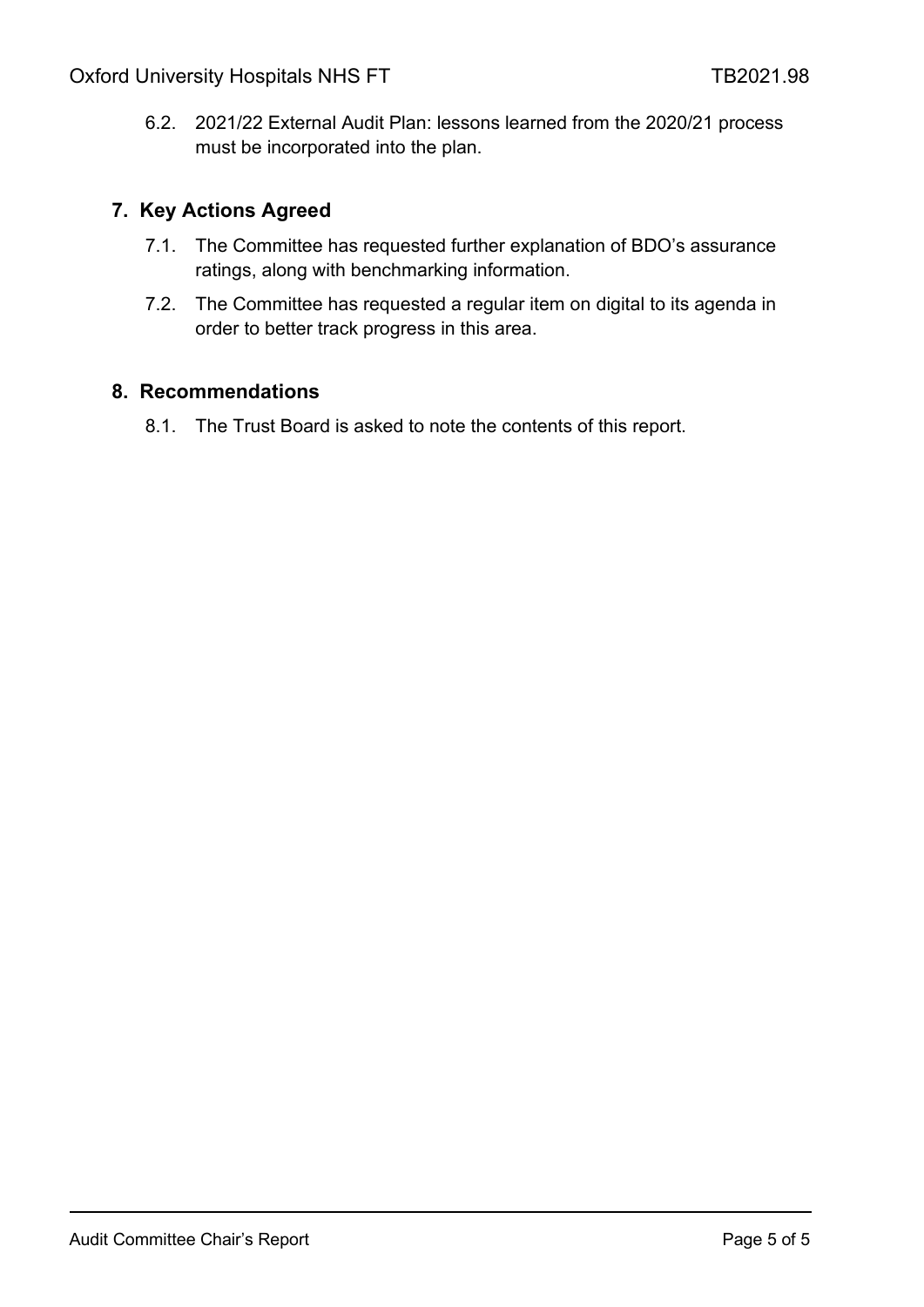6.2. 2021/22 External Audit Plan: lessons learned from the 2020/21 process must be incorporated into the plan.

## 7. Key Actions Agreed

7.1. The Committee has requested further explanation of BDO's assurance ratings, along with benchmarking information.

7.2. The Committee has requested a regular item on digital to its agenda in order to better track progress in this area.

## 8. Recommendations

8.1. The Trust Board is asked to note the contents of this report.